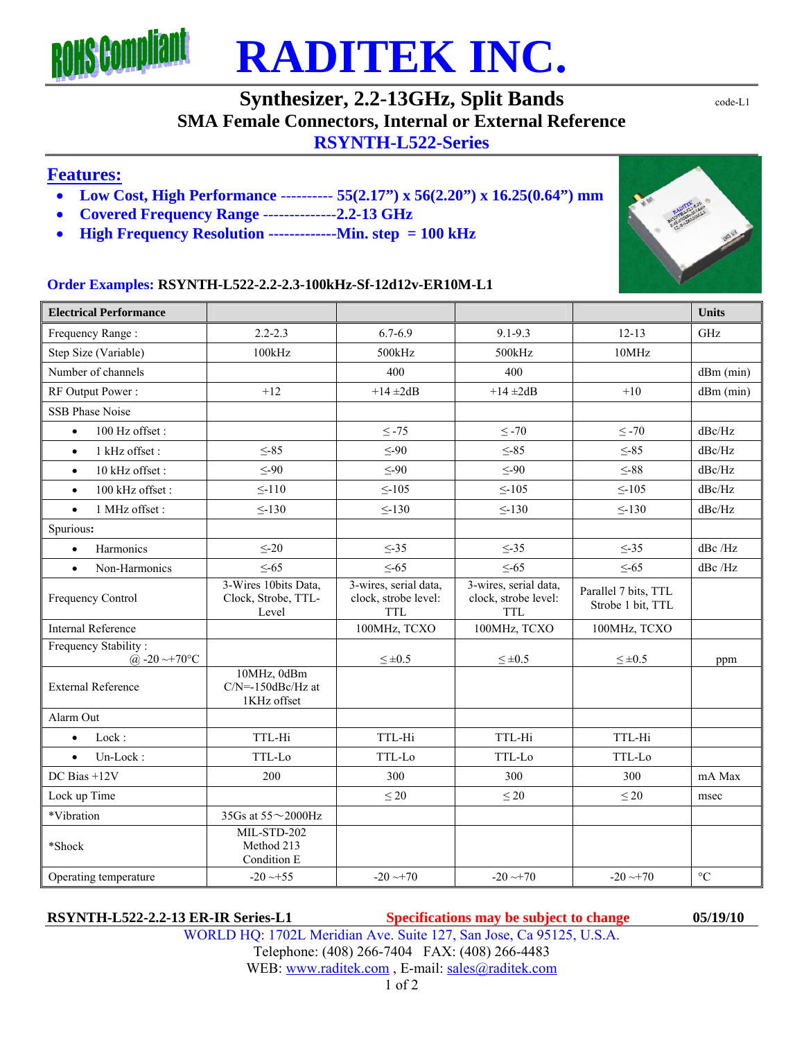# RADITEK INC.

## Synthesizer, 2.2-13GHz, Split Bands

code-L1

**SMA Female Connectors, Internal or External Reference**

**RSYNTH-L522-Series**

## Features:

- **Low Cost, High Performance ---------- 55(2.17") x 56(2.20") x 16.25(0.64") mm**
- **Covered Frequency Range --------------2.2-13 GHz**
- **High Frequency Resolution -------------Min. step = 100 kHz**

**Order Examples: RSYNTH-L522-2.2-2.3-100kHz-Sf-12d12v-ER10M-L1**

| Electrical Performance | | | | | Units |
|---|---|---|---|---|---|
| Frequency Range : | 2.2-2.3 | 6.7-6.9 | 9.1-9.3 | 12-13 | GHz |
| Step Size (Variable) | 100kHz | 500kHz | 500kHz | 10MHz | |
| Number of channels | | 400 | 400 | | dBm (min) |
| RF Output Power : | +12 | +14 ±2dB | +14 ±2dB | +10 | dBm (min) |
| SSB Phase Noise | | | | | |
| • 100 Hz offset : | | ≤ -75 | ≤ -70 | ≤ -70 | dBc/Hz |
| • 1 kHz offset : | ≤-85 | ≤-90 | ≤-85 | ≤-85 | dBc/Hz |
| • 10 kHz offset : | ≤-90 | ≤-90 | ≤-90 | ≤-88 | dBc/Hz |
| • 100 kHz offset : | ≤-110 | ≤-105 | ≤-105 | ≤-105 | dBc/Hz |
| • 1 MHz offset : | ≤-130 | ≤-130 | ≤-130 | ≤-130 | dBc/Hz |
| Spurious: | | | | | |
| • Harmonics | ≤-20 | ≤-35 | ≤-35 | ≤-35 | dBc /Hz |
| • Non-Harmonics | ≤-65 | ≤-65 | ≤-65 | ≤-65 | dBc /Hz |
| Frequency Control | 3-Wires 10bits Data, Clock, Strobe, TTL-Level | 3-wires, serial data, clock, strobe level: TTL | 3-wires, serial data, clock, strobe level: TTL | Parallel 7 bits, TTL Strobe 1 bit, TTL | |
| Internal Reference | | 100MHz, TCXO | 100MHz, TCXO | 100MHz, TCXO | |
| Frequency Stability : @ -20 ~+70°C | | ≤ ±0.5 | ≤ ±0.5 | ≤ ±0.5 | ppm |
| External Reference | 10MHz, 0dBm C/N=-150dBc/Hz at 1KHz offset | | | | |
| Alarm Out | | | | | |
| • Lock : | TTL-Hi | TTL-Hi | TTL-Hi | TTL-Hi | |
| • Un-Lock : | TTL-Lo | TTL-Lo | TTL-Lo | TTL-Lo | |
| DC Bias +12V | 200 | 300 | 300 | 300 | mA Max |
| Lock up Time | | ≤ 20 | ≤ 20 | ≤ 20 | msec |
| *Vibration | 35Gs at 55～2000Hz | | | | |
| *Shock | MIL-STD-202 Method 213 Condition E | | | | |
| Operating temperature | -20 ~+55 | -20 ~+70 | -20 ~+70 | -20 ~+70 | °C |

**RSYNTH-L522-2.2-13 ER-IR Series-L1** **Specifications may be subject to change** **05/19/10**

WORLD HQ: 1702L Meridian Ave. Suite 127, San Jose, Ca 95125, U.S.A.
Telephone: (408) 266-7404 FAX: (408) 266-4483
WEB: www.raditek.com , E-mail: sales@raditek.com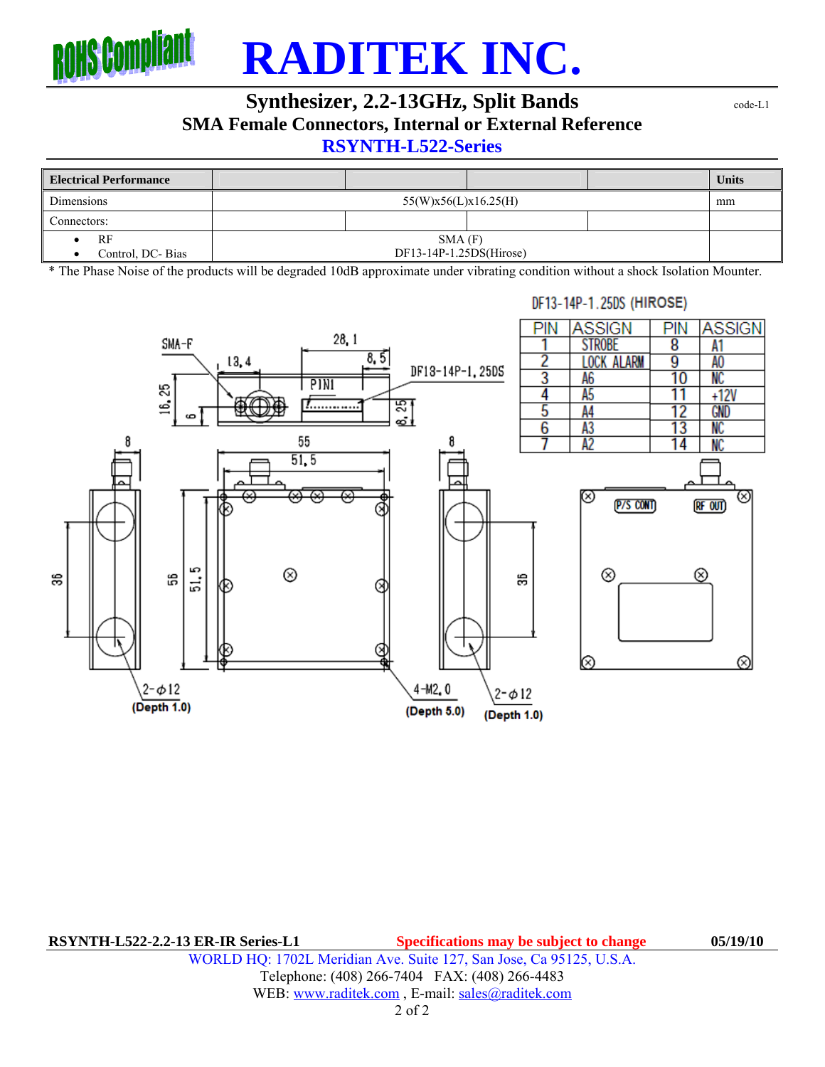# RADITEK INC.

## Synthesizer, 2.2-13GHz, Split Bands

## SMA Female Connectors, Internal or External Reference

## RSYNTH-L522-Series

code-L1

| Electrical Performance | | | | | Units |
|---|---|---|---|---|---|
| Dimensions | 55(W)x56(L)x16.25(H) | | | | mm |
| Connectors: | | | | | |
| • RF<br>• Control, DC- Bias | SMA (F)<br>DF13-14P-1.25DS(Hirose) | | | | |

* The Phase Noise of the products will be degraded 10dB approximate under vibrating condition without a shock Isolation Mounter.

DF13-14P-1.25DS (HIROSE)

| PIN | ASSIGN | PIN | ASSIGN |
|---|---|---|---|
| 1 | STROBE | 8 | A1 |
| 2 | LOCK ALARM | 9 | A0 |
| 3 | A6 | 10 | NC |
| 4 | A5 | 11 | +12V |
| 5 | A4 | 12 | GND |
| 6 | A3 | 13 | NC |
| 7 | A2 | 14 | NC |

SMA-F
28.1
13.4
8.5
DF13-14P-1.25DS
PIN1
16.25
6
8.25
8
55
51.5
8
36
56
51.5
36
P/S CONT
RF OUT
2-ϕ12
(Depth 1.0)
4-M2.0
(Depth 5.0)
2-ϕ12
(Depth 1.0)

RSYNTH-L522-2.2-13 ER-IR Series-L1 Specifications may be subject to change 05/19/10

WORLD HQ: 1702L Meridian Ave. Suite 127, San Jose, Ca 95125, U.S.A.
Telephone: (408) 266-7404 FAX: (408) 266-4483
WEB: www.raditek.com , E-mail: sales@raditek.com